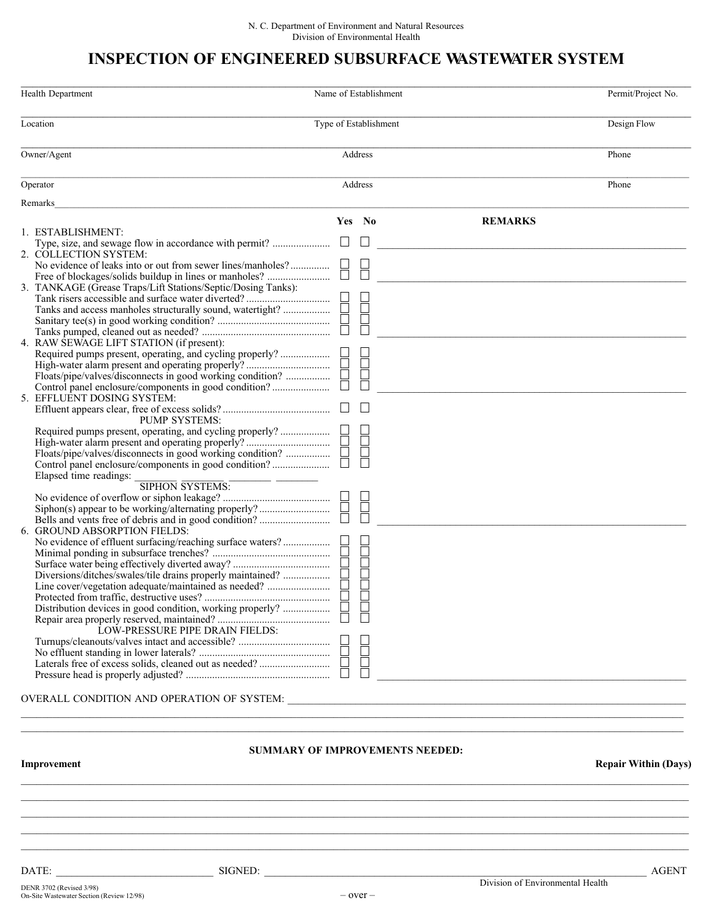N. C. Department of Environment and Natural Resources
Division of Environmental Health

# INSPECTION OF ENGINEERED SUBSURFACE WASTEWATER SYSTEM

| Health Department | Name of Establishment | Permit/Project No. |
|---|---|---|
| Location | Type of Establishment | Design Flow |
| Owner/Agent | Address | Phone |
| Operator | Address | Phone |

Remarks\_\_\_\_\_\_\_\_\_\_\_\_\_\_\_\_\_\_\_\_\_\_\_\_\_\_\_\_\_\_\_\_\_\_\_\_\_\_\_\_

| | Yes | No | REMARKS |
|---|---|---|---|
| **1. ESTABLISHMENT:** | | | |
| Type, size, and sewage flow in accordance with permit? | ☐ | ☐ | \_\_\_\_\_\_\_\_\_\_\_\_\_\_\_\_\_\_\_\_ |
| **2. COLLECTION SYSTEM:** | | | |
| No evidence of leaks into or out from sewer lines/manholes? | ☐ | ☐ | |
| Free of blockages/solids buildup in lines or manholes? | ☐ | ☐ | \_\_\_\_\_\_\_\_\_\_\_\_\_\_\_\_\_\_\_\_ |
| **3. TANKAGE (Grease Traps/Lift Stations/Septic/Dosing Tanks):** | | | |
| Tank risers accessible and surface water diverted? | ☐ | ☐ | |
| Tanks and access manholes structurally sound, watertight? | ☐ | ☐ | |
| Sanitary tee(s) in good working condition? | ☐ | ☐ | |
| Tanks pumped, cleaned out as needed? | ☐ | ☐ | \_\_\_\_\_\_\_\_\_\_\_\_\_\_\_\_\_\_\_\_ |
| **4. RAW SEWAGE LIFT STATION (if present):** | | | |
| Required pumps present, operating, and cycling properly? | ☐ | ☐ | |
| High-water alarm present and operating properly? | ☐ | ☐ | |
| Floats/pipe/valves/disconnects in good working condition? | ☐ | ☐ | |
| Control panel enclosure/components in good condition? | ☐ | ☐ | \_\_\_\_\_\_\_\_\_\_\_\_\_\_\_\_\_\_\_\_ |
| **5. EFFLUENT DOSING SYSTEM:** | | | |
| Effluent appears clear, free of excess solids? | ☐ | ☐ | |
| PUMP SYSTEMS: | | | |
| Required pumps present, operating, and cycling properly? | ☐ | ☐ | |
| High-water alarm present and operating properly? | ☐ | ☐ | |
| Floats/pipe/valves/disconnects in good working condition? | ☐ | ☐ | |
| Control panel enclosure/components in good condition? | ☐ | ☐ | |
| Elapsed time readings: \_\_\_\_\_\_\_\_ \_\_\_\_\_\_\_\_ \_\_\_\_\_\_\_\_ \_\_\_\_\_\_\_\_ | | | |
| SIPHON SYSTEMS: | | | |
| No evidence of overflow or siphon leakage? | ☐ | ☐ | |
| Siphon(s) appear to be working/alternating properly? | ☐ | ☐ | |
| Bells and vents free of debris and in good condition? | ☐ | ☐ | \_\_\_\_\_\_\_\_\_\_\_\_\_\_\_\_\_\_\_\_ |
| **6. GROUND ABSORPTION FIELDS:** | | | |
| No evidence of effluent surfacing/reaching surface waters? | ☐ | ☐ | |
| Minimal ponding in subsurface trenches? | ☐ | ☐ | |
| Surface water being effectively diverted away? | ☐ | ☐ | |
| Diversions/ditches/swales/tile drains properly maintained? | ☐ | ☐ | |
| Line cover/vegetation adequate/maintained as needed? | ☐ | ☐ | |
| Protected from traffic, destructive uses? | ☐ | ☐ | |
| Distribution devices in good condition, working properly? | ☐ | ☐ | |
| Repair area properly reserved, maintained? | ☐ | ☐ | |
| LOW-PRESSURE PIPE DRAIN FIELDS: | | | |
| Turnups/cleanouts/valves intact and accessible? | ☐ | ☐ | |
| No effluent standing in lower laterals? | ☐ | ☐ | |
| Laterals free of excess solids, cleaned out as needed? | ☐ | ☐ | |
| Pressure head is properly adjusted? | ☐ | ☐ | \_\_\_\_\_\_\_\_\_\_\_\_\_\_\_\_\_\_\_\_ |

OVERALL CONDITION AND OPERATION OF SYSTEM: \_\_\_\_\_\_\_\_\_\_\_\_\_\_\_\_\_\_\_\_\_\_\_\_\_\_\_\_\_\_

\_\_\_\_\_\_\_\_\_\_\_\_\_\_\_\_\_\_\_\_\_\_\_\_\_\_\_\_\_\_\_\_\_\_\_\_\_\_\_\_

\_\_\_\_\_\_\_\_\_\_\_\_\_\_\_\_\_\_\_\_\_\_\_\_\_\_\_\_\_\_\_\_\_\_\_\_\_\_\_\_

## SUMMARY OF IMPROVEMENTS NEEDED:

| Improvement | Repair Within (Days) |
|---|---|
| | |
| | |
| | |
| | |
| | |

DATE: \_\_\_\_\_\_\_\_\_\_\_\_\_\_\_\_\_\_\_\_ SIGNED: \_\_\_\_\_\_\_\_\_\_\_\_\_\_\_\_\_\_\_\_\_\_\_\_\_\_\_\_\_\_ AGENT

Division of Environmental Health

DENR 3702 (Revised 3/98)
On-Site Wastewater Section (Review 12/98)

– over –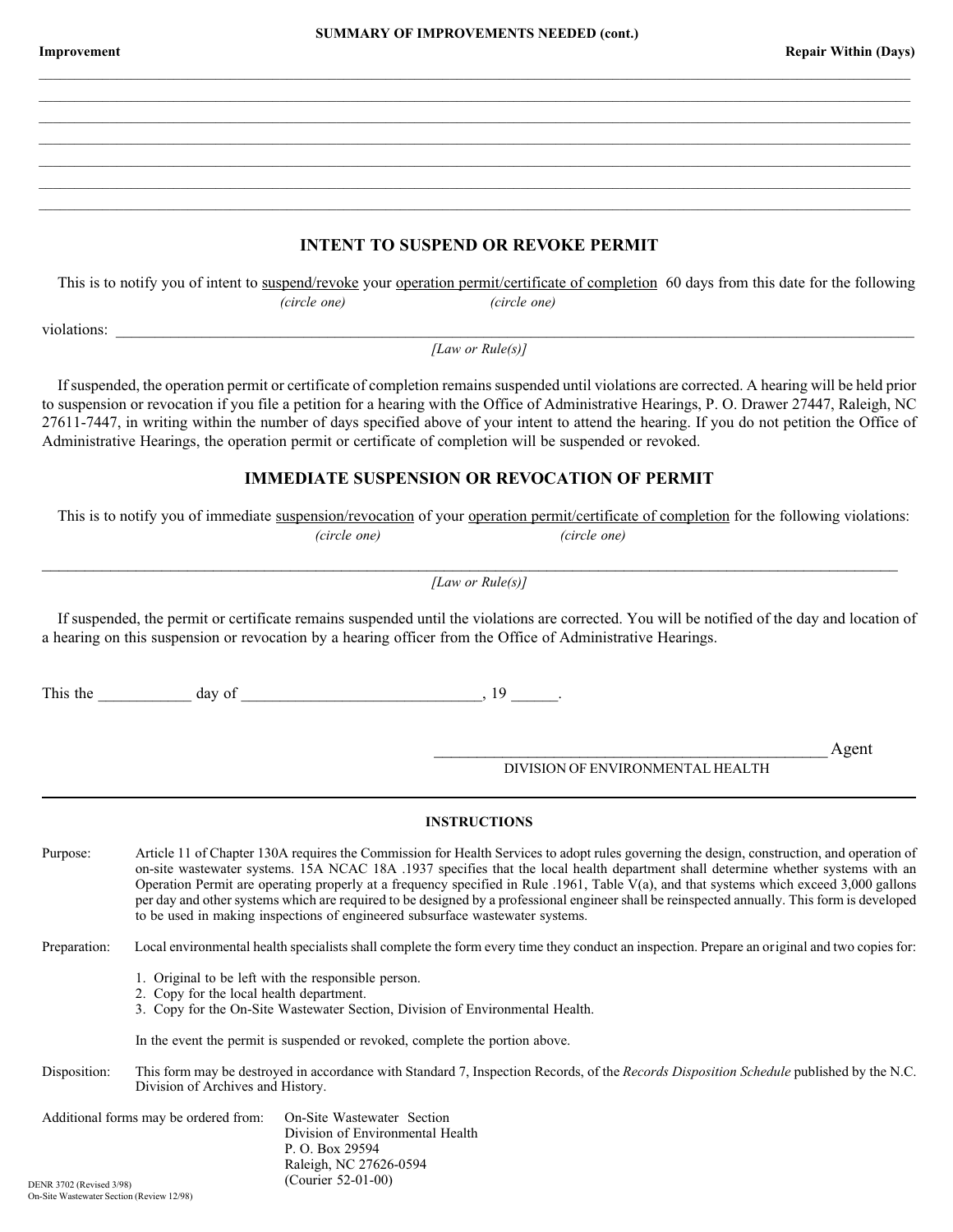SUMMARY OF IMPROVEMENTS NEEDED (cont.)

**Improvement** **Repair Within (Days)**

\_\_\_\_\_\_\_\_\_\_\_\_\_\_\_\_\_\_\_\_\_\_\_\_\_\_\_\_\_\_\_\_\_\_\_\_\_\_\_\_\_\_\_\_\_\_\_\_\_\_\_\_\_\_\_\_\_\_\_\_\_\_\_\_

\_\_\_\_\_\_\_\_\_\_\_\_\_\_\_\_\_\_\_\_\_\_\_\_\_\_\_\_\_\_\_\_\_\_\_\_\_\_\_\_\_\_\_\_\_\_\_\_\_\_\_\_\_\_\_\_\_\_\_\_\_\_\_\_

\_\_\_\_\_\_\_\_\_\_\_\_\_\_\_\_\_\_\_\_\_\_\_\_\_\_\_\_\_\_\_\_\_\_\_\_\_\_\_\_\_\_\_\_\_\_\_\_\_\_\_\_\_\_\_\_\_\_\_\_\_\_\_\_

\_\_\_\_\_\_\_\_\_\_\_\_\_\_\_\_\_\_\_\_\_\_\_\_\_\_\_\_\_\_\_\_\_\_\_\_\_\_\_\_\_\_\_\_\_\_\_\_\_\_\_\_\_\_\_\_\_\_\_\_\_\_\_\_

\_\_\_\_\_\_\_\_\_\_\_\_\_\_\_\_\_\_\_\_\_\_\_\_\_\_\_\_\_\_\_\_\_\_\_\_\_\_\_\_\_\_\_\_\_\_\_\_\_\_\_\_\_\_\_\_\_\_\_\_\_\_\_\_

\_\_\_\_\_\_\_\_\_\_\_\_\_\_\_\_\_\_\_\_\_\_\_\_\_\_\_\_\_\_\_\_\_\_\_\_\_\_\_\_\_\_\_\_\_\_\_\_\_\_\_\_\_\_\_\_\_\_\_\_\_\_\_\_

\_\_\_\_\_\_\_\_\_\_\_\_\_\_\_\_\_\_\_\_\_\_\_\_\_\_\_\_\_\_\_\_\_\_\_\_\_\_\_\_\_\_\_\_\_\_\_\_\_\_\_\_\_\_\_\_\_\_\_\_\_\_\_\_

## INTENT TO SUSPEND OR REVOKE PERMIT

This is to notify you of intent to suspend/revoke *(circle one)* your operation permit/certificate of completion *(circle one)* 60 days from this date for the following violations: \_\_\_\_\_\_\_\_\_\_\_\_\_\_\_\_\_\_\_\_\_\_\_\_\_\_\_\_\_\_\_\_\_\_\_\_\_\_\_\_\_\_\_\_\_\_\_\_
*[Law or Rule(s)]*

If suspended, the operation permit or certificate of completion remains suspended until violations are corrected. A hearing will be held prior to suspension or revocation if you file a petition for a hearing with the Office of Administrative Hearings, P. O. Drawer 27447, Raleigh, NC 27611-7447, in writing within the number of days specified above of your intent to attend the hearing. If you do not petition the Office of Administrative Hearings, the operation permit or certificate of completion will be suspended or revoked.

## IMMEDIATE SUSPENSION OR REVOCATION OF PERMIT

This is to notify you of immediate suspension/revocation *(circle one)* of your operation permit/certificate of completion *(circle one)* for the following violations:

\_\_\_\_\_\_\_\_\_\_\_\_\_\_\_\_\_\_\_\_\_\_\_\_\_\_\_\_\_\_\_\_\_\_\_\_\_\_\_\_\_\_\_\_\_\_\_\_\_\_\_\_\_\_\_\_\_\_\_\_\_\_\_\_
*[Law or Rule(s)]*

If suspended, the permit or certificate remains suspended until the violations are corrected. You will be notified of the day and location of a hearing on this suspension or revocation by a hearing officer from the Office of Administrative Hearings.

This the \_\_\_\_\_\_\_\_\_\_\_ day of \_\_\_\_\_\_\_\_\_\_\_\_\_\_\_\_\_\_\_\_\_\_\_\_\_\_\_\_\_\_, 19 \_\_\_\_\_\_.

\_\_\_\_\_\_\_\_\_\_\_\_\_\_\_\_\_\_\_\_\_\_\_\_\_\_\_\_\_\_\_\_\_\_\_\_\_\_\_\_\_\_\_\_\_\_\_\_ Agent
DIVISION OF ENVIRONMENTAL HEALTH

---

### INSTRUCTIONS

**Purpose:** Article 11 of Chapter 130A requires the Commission for Health Services to adopt rules governing the design, construction, and operation of on-site wastewater systems. 15A NCAC 18A .1937 specifies that the local health department shall determine whether systems with an Operation Permit are operating properly at a frequency specified in Rule .1961, Table V(a), and that systems which exceed 3,000 gallons per day and other systems which are required to be designed by a professional engineer shall be reinspected annually. This form is developed to be used in making inspections of engineered subsurface wastewater systems.

**Preparation:** Local environmental health specialists shall complete the form every time they conduct an inspection. Prepare an original and two copies for:

1. Original to be left with the responsible person.
2. Copy for the local health department.
3. Copy for the On-Site Wastewater Section, Division of Environmental Health.

In the event the permit is suspended or revoked, complete the portion above.

**Disposition:** This form may be destroyed in accordance with Standard 7, Inspection Records, of the *Records Disposition Schedule* published by the N.C. Division of Archives and History.

Additional forms may be ordered from:
On-Site Wastewater Section
Division of Environmental Health
P. O. Box 29594
Raleigh, NC 27626-0594
(Courier 52-01-00)

DENR 3702 (Revised 3/98)
On-Site Wastewater Section (Review 12/98)